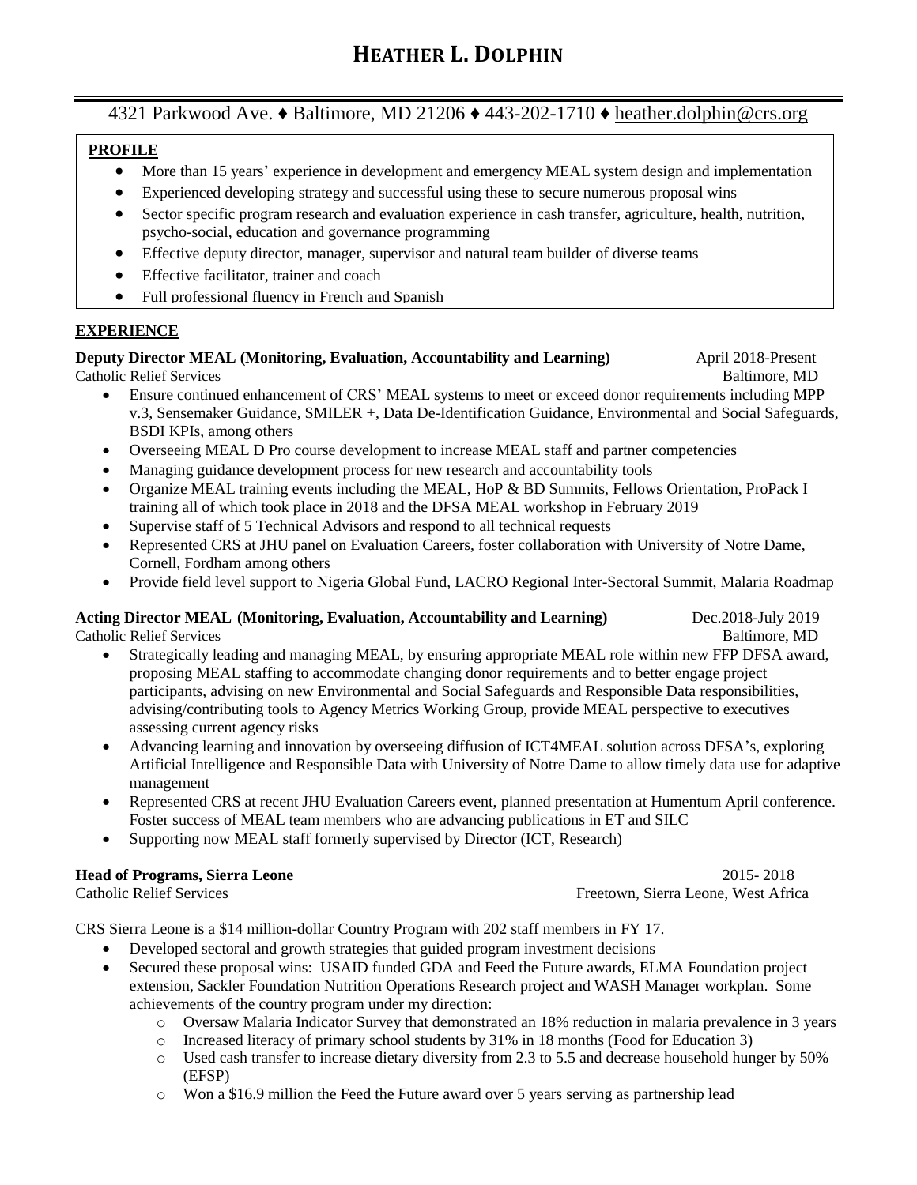# HEATHER L. DOLPHIN

4321 Parkwood Ave. ♦ Baltimore, MD 21206 ♦ 443-202-1710 ♦ heather.dolphin@crs.org

## PROFILE

- More than 15 years' experience in development and emergency MEAL system design and implementation
- Experienced developing strategy and successful using these to secure numerous proposal wins
- Sector specific program research and evaluation experience in cash transfer, agriculture, health, nutrition, psycho-social, education and governance programming
- Effective deputy director, manager, supervisor and natural team builder of diverse teams
- Effective facilitator, trainer and coach
- Full professional fluency in French and Spanish

## EXPERIENCE

**Deputy Director MEAL (Monitoring, Evaluation, Accountability and Learning)** — April 2018-Present
Catholic Relief Services — Baltimore, MD

- Ensure continued enhancement of CRS' MEAL systems to meet or exceed donor requirements including MPP v.3, Sensemaker Guidance, SMILER +, Data De-Identification Guidance, Environmental and Social Safeguards, BSDI KPIs, among others
- Overseeing MEAL D Pro course development to increase MEAL staff and partner competencies
- Managing guidance development process for new research and accountability tools
- Organize MEAL training events including the MEAL, HoP & BD Summits, Fellows Orientation, ProPack I training all of which took place in 2018 and the DFSA MEAL workshop in February 2019
- Supervise staff of 5 Technical Advisors and respond to all technical requests
- Represented CRS at JHU panel on Evaluation Careers, foster collaboration with University of Notre Dame, Cornell, Fordham among others
- Provide field level support to Nigeria Global Fund, LACRO Regional Inter-Sectoral Summit, Malaria Roadmap

**Acting Director MEAL (Monitoring, Evaluation, Accountability and Learning)** — Dec.2018-July 2019
Catholic Relief Services — Baltimore, MD

- Strategically leading and managing MEAL, by ensuring appropriate MEAL role within new FFP DFSA award, proposing MEAL staffing to accommodate changing donor requirements and to better engage project participants, advising on new Environmental and Social Safeguards and Responsible Data responsibilities, advising/contributing tools to Agency Metrics Working Group, provide MEAL perspective to executives assessing current agency risks
- Advancing learning and innovation by overseeing diffusion of ICT4MEAL solution across DFSA's, exploring Artificial Intelligence and Responsible Data with University of Notre Dame to allow timely data use for adaptive management
- Represented CRS at recent JHU Evaluation Careers event, planned presentation at Humentum April conference. Foster success of MEAL team members who are advancing publications in ET and SILC
- Supporting now MEAL staff formerly supervised by Director (ICT, Research)

**Head of Programs, Sierra Leone** — 2015- 2018
Catholic Relief Services — Freetown, Sierra Leone, West Africa

CRS Sierra Leone is a $14 million-dollar Country Program with 202 staff members in FY 17.

- Developed sectoral and growth strategies that guided program investment decisions
- Secured these proposal wins: USAID funded GDA and Feed the Future awards, ELMA Foundation project extension, Sackler Foundation Nutrition Operations Research project and WASH Manager workplan. Some achievements of the country program under my direction:
  - Oversaw Malaria Indicator Survey that demonstrated an 18% reduction in malaria prevalence in 3 years
  - Increased literacy of primary school students by 31% in 18 months (Food for Education 3)
  - Used cash transfer to increase dietary diversity from 2.3 to 5.5 and decrease household hunger by 50% (EFSP)
  - Won a $16.9 million the Feed the Future award over 5 years serving as partnership lead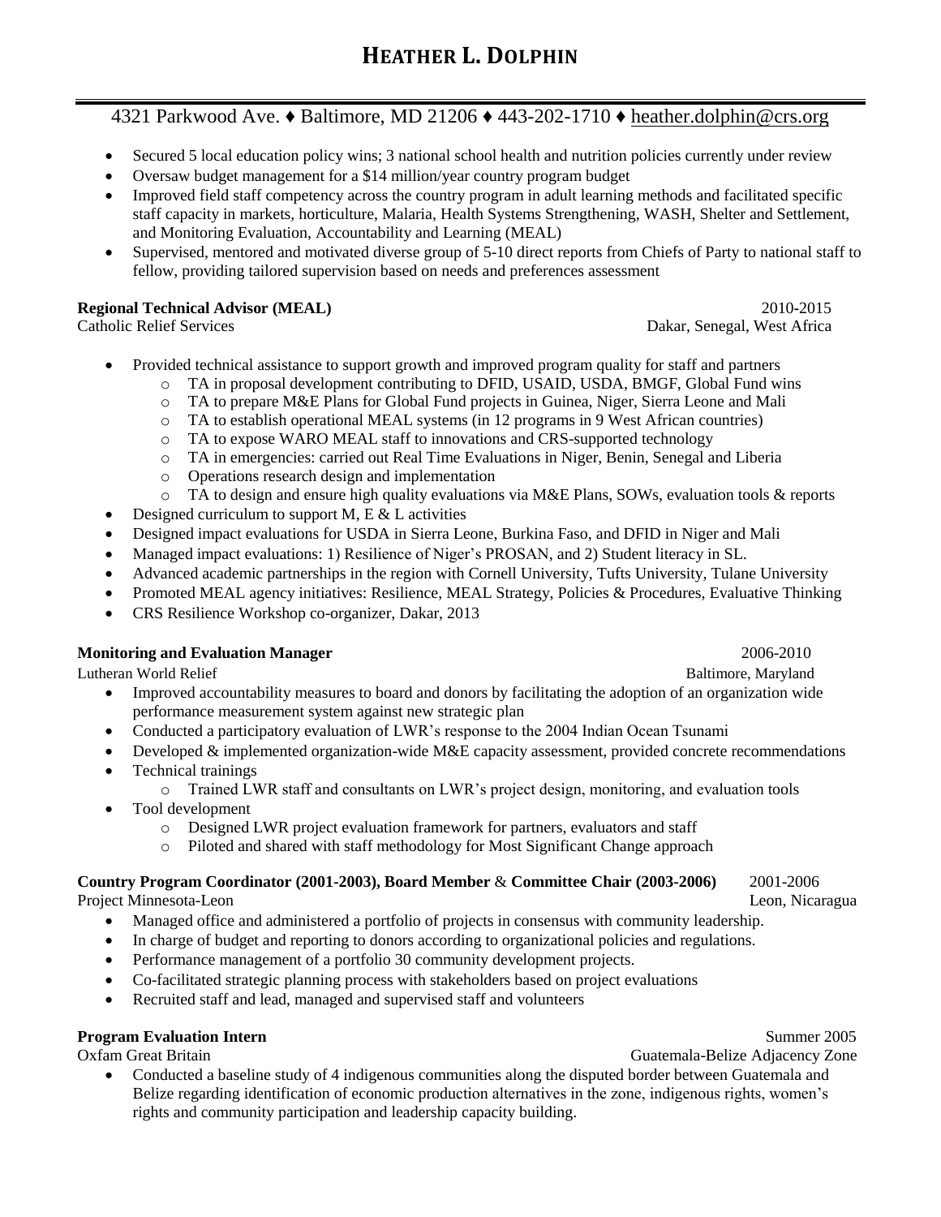# HEATHER L. DOLPHIN

4321 Parkwood Ave. ♦ Baltimore, MD 21206 ♦ 443-202-1710 ♦ heather.dolphin@crs.org

- Secured 5 local education policy wins; 3 national school health and nutrition policies currently under review
- Oversaw budget management for a $14 million/year country program budget
- Improved field staff competency across the country program in adult learning methods and facilitated specific staff capacity in markets, horticulture, Malaria, Health Systems Strengthening, WASH, Shelter and Settlement, and Monitoring Evaluation, Accountability and Learning (MEAL)
- Supervised, mentored and motivated diverse group of 5-10 direct reports from Chiefs of Party to national staff to fellow, providing tailored supervision based on needs and preferences assessment

**Regional Technical Advisor (MEAL)** 2010-2015
Catholic Relief Services — Dakar, Senegal, West Africa

- Provided technical assistance to support growth and improved program quality for staff and partners
  - TA in proposal development contributing to DFID, USAID, USDA, BMGF, Global Fund wins
  - TA to prepare M&E Plans for Global Fund projects in Guinea, Niger, Sierra Leone and Mali
  - TA to establish operational MEAL systems (in 12 programs in 9 West African countries)
  - TA to expose WARO MEAL staff to innovations and CRS-supported technology
  - TA in emergencies: carried out Real Time Evaluations in Niger, Benin, Senegal and Liberia
  - Operations research design and implementation
  - TA to design and ensure high quality evaluations via M&E Plans, SOWs, evaluation tools & reports
- Designed curriculum to support M, E & L activities
- Designed impact evaluations for USDA in Sierra Leone, Burkina Faso, and DFID in Niger and Mali
- Managed impact evaluations: 1) Resilience of Niger's PROSAN, and 2) Student literacy in SL.
- Advanced academic partnerships in the region with Cornell University, Tufts University, Tulane University
- Promoted MEAL agency initiatives: Resilience, MEAL Strategy, Policies & Procedures, Evaluative Thinking
- CRS Resilience Workshop co-organizer, Dakar, 2013

**Monitoring and Evaluation Manager** 2006-2010
Lutheran World Relief — Baltimore, Maryland

- Improved accountability measures to board and donors by facilitating the adoption of an organization wide performance measurement system against new strategic plan
- Conducted a participatory evaluation of LWR's response to the 2004 Indian Ocean Tsunami
- Developed & implemented organization-wide M&E capacity assessment, provided concrete recommendations
- Technical trainings
  - Trained LWR staff and consultants on LWR's project design, monitoring, and evaluation tools
- Tool development
  - Designed LWR project evaluation framework for partners, evaluators and staff
  - Piloted and shared with staff methodology for Most Significant Change approach

**Country Program Coordinator (2001-2003), Board Member & Committee Chair (2003-2006)** 2001-2006
Project Minnesota-Leon — Leon, Nicaragua

- Managed office and administered a portfolio of projects in consensus with community leadership.
- In charge of budget and reporting to donors according to organizational policies and regulations.
- Performance management of a portfolio 30 community development projects.
- Co-facilitated strategic planning process with stakeholders based on project evaluations
- Recruited staff and lead, managed and supervised staff and volunteers

**Program Evaluation Intern** Summer 2005
Oxfam Great Britain — Guatemala-Belize Adjacency Zone

- Conducted a baseline study of 4 indigenous communities along the disputed border between Guatemala and Belize regarding identification of economic production alternatives in the zone, indigenous rights, women's rights and community participation and leadership capacity building.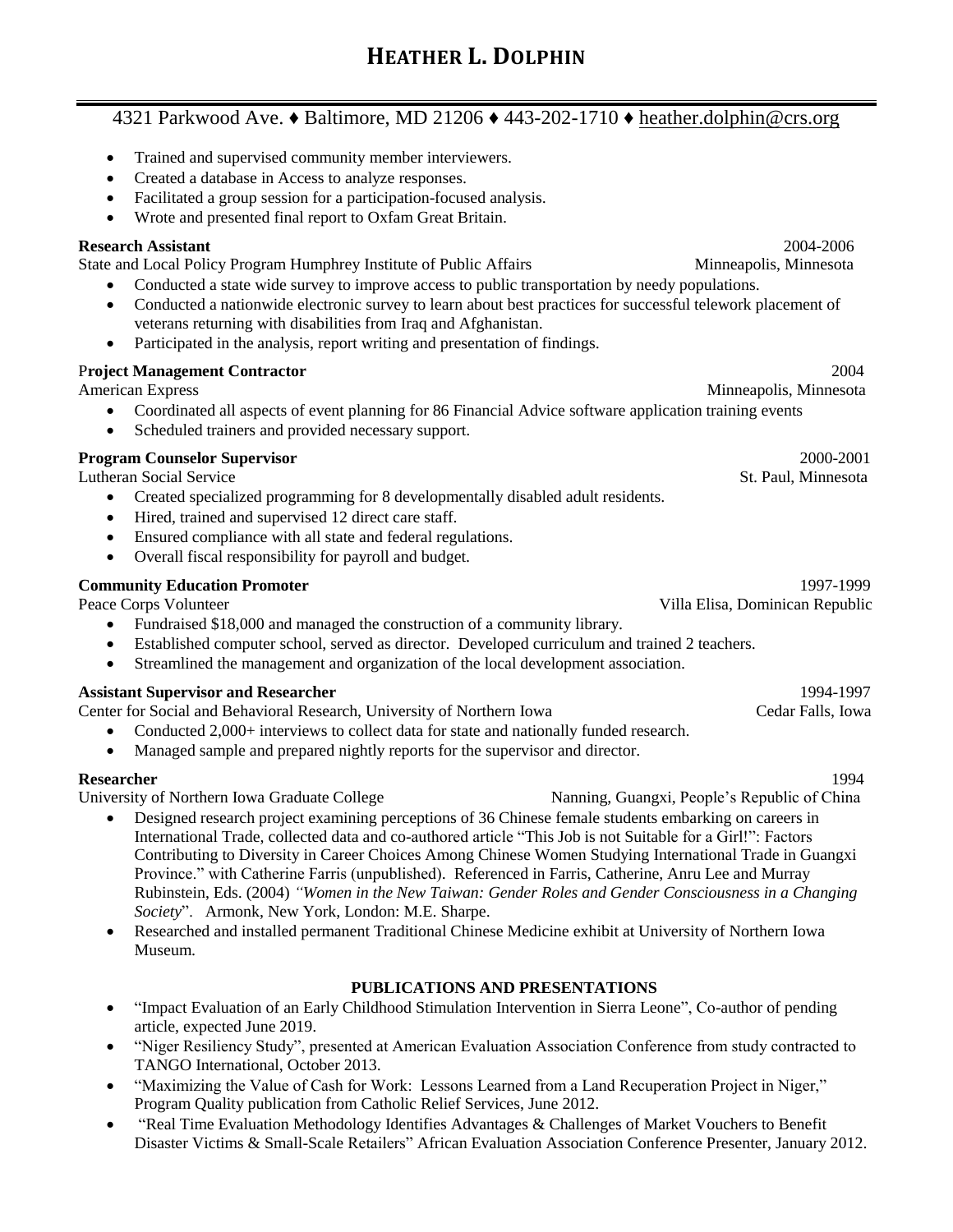# HEATHER L. DOLPHIN

4321 Parkwood Ave. ♦ Baltimore, MD 21206 ♦ 443-202-1710 ♦ heather.dolphin@crs.org

- Trained and supervised community member interviewers.
- Created a database in Access to analyze responses.
- Facilitated a group session for a participation-focused analysis.
- Wrote and presented final report to Oxfam Great Britain.

**Research Assistant** 2004-2006
State and Local Policy Program Humphrey Institute of Public Affairs — Minneapolis, Minnesota

- Conducted a state wide survey to improve access to public transportation by needy populations.
- Conducted a nationwide electronic survey to learn about best practices for successful telework placement of veterans returning with disabilities from Iraq and Afghanistan.
- Participated in the analysis, report writing and presentation of findings.

**Project Management Contractor** 2004
American Express — Minneapolis, Minnesota

- Coordinated all aspects of event planning for 86 Financial Advice software application training events
- Scheduled trainers and provided necessary support.

**Program Counselor Supervisor** 2000-2001
Lutheran Social Service — St. Paul, Minnesota

- Created specialized programming for 8 developmentally disabled adult residents.
- Hired, trained and supervised 12 direct care staff.
- Ensured compliance with all state and federal regulations.
- Overall fiscal responsibility for payroll and budget.

**Community Education Promoter** 1997-1999
Peace Corps Volunteer — Villa Elisa, Dominican Republic

- Fundraised $18,000 and managed the construction of a community library.
- Established computer school, served as director. Developed curriculum and trained 2 teachers.
- Streamlined the management and organization of the local development association.

**Assistant Supervisor and Researcher** 1994-1997
Center for Social and Behavioral Research, University of Northern Iowa — Cedar Falls, Iowa

- Conducted 2,000+ interviews to collect data for state and nationally funded research.
- Managed sample and prepared nightly reports for the supervisor and director.

**Researcher** 1994
University of Northern Iowa Graduate College — Nanning, Guangxi, People's Republic of China

- Designed research project examining perceptions of 36 Chinese female students embarking on careers in International Trade, collected data and co-authored article "This Job is not Suitable for a Girl!": Factors Contributing to Diversity in Career Choices Among Chinese Women Studying International Trade in Guangxi Province." with Catherine Farris (unpublished). Referenced in Farris, Catherine, Anru Lee and Murray Rubinstein, Eds. (2004) *"Women in the New Taiwan: Gender Roles and Gender Consciousness in a Changing Society*". Armonk, New York, London: M.E. Sharpe.
- Researched and installed permanent Traditional Chinese Medicine exhibit at University of Northern Iowa Museum.

## PUBLICATIONS AND PRESENTATIONS

- "Impact Evaluation of an Early Childhood Stimulation Intervention in Sierra Leone", Co-author of pending article, expected June 2019.
- "Niger Resiliency Study", presented at American Evaluation Association Conference from study contracted to TANGO International, October 2013.
- "Maximizing the Value of Cash for Work: Lessons Learned from a Land Recuperation Project in Niger," Program Quality publication from Catholic Relief Services, June 2012.
- "Real Time Evaluation Methodology Identifies Advantages & Challenges of Market Vouchers to Benefit Disaster Victims & Small-Scale Retailers" African Evaluation Association Conference Presenter, January 2012.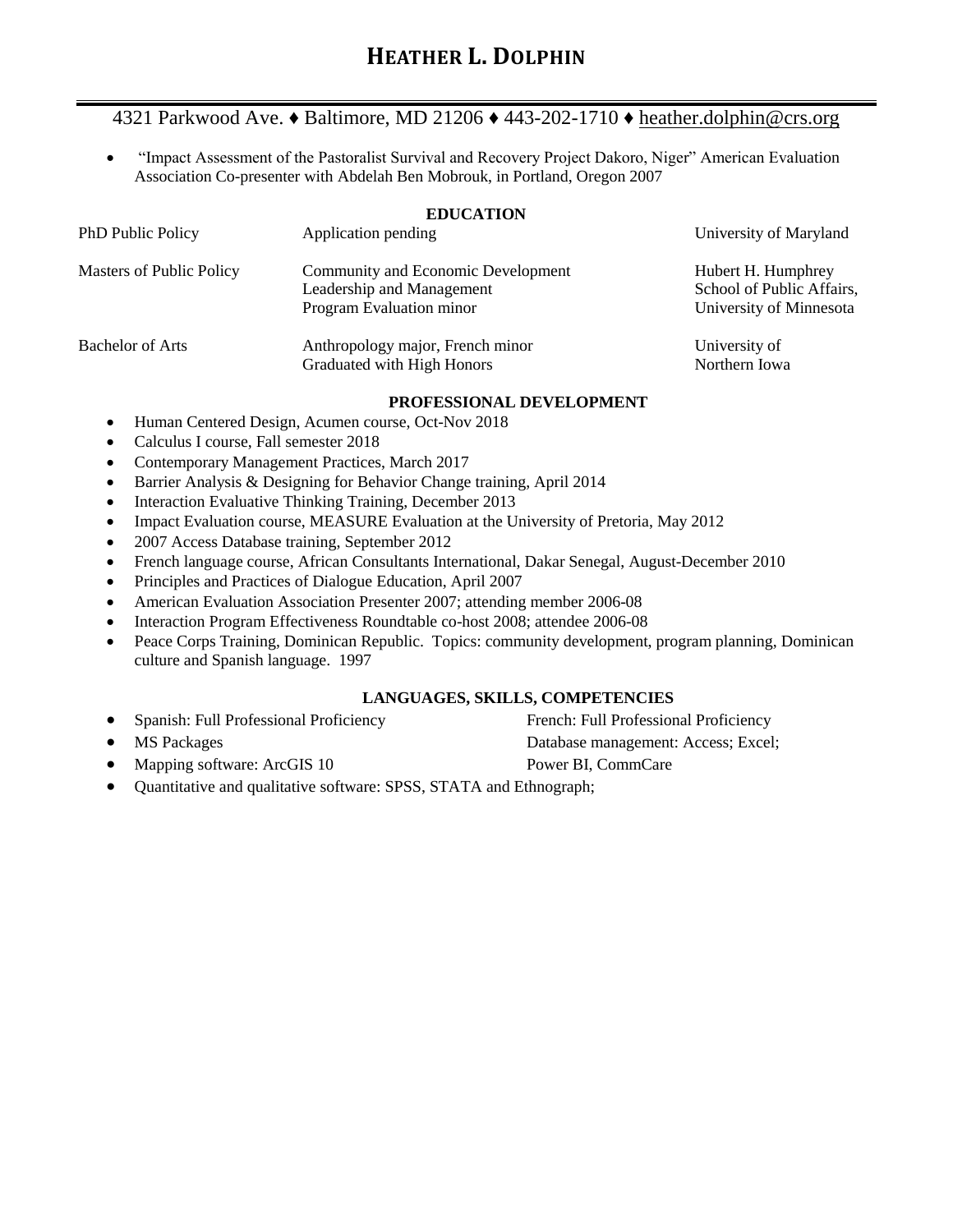# HEATHER L. DOLPHIN

4321 Parkwood Ave. ♦ Baltimore, MD 21206 ♦ 443-202-1710 ♦ heather.dolphin@crs.org

- "Impact Assessment of the Pastoralist Survival and Recovery Project Dakoro, Niger" American Evaluation Association Co-presenter with Abdelah Ben Mobrouk, in Portland, Oregon 2007

## EDUCATION

| | | |
|---|---|---|
| PhD Public Policy | Application pending | University of Maryland |
| Masters of Public Policy | Community and Economic Development<br>Leadership and Management<br>Program Evaluation minor | Hubert H. Humphrey<br>School of Public Affairs,<br>University of Minnesota |
| Bachelor of Arts | Anthropology major, French minor<br>Graduated with High Honors | University of<br>Northern Iowa |

## PROFESSIONAL DEVELOPMENT

- Human Centered Design, Acumen course, Oct-Nov 2018
- Calculus I course, Fall semester 2018
- Contemporary Management Practices, March 2017
- Barrier Analysis & Designing for Behavior Change training, April 2014
- Interaction Evaluative Thinking Training, December 2013
- Impact Evaluation course, MEASURE Evaluation at the University of Pretoria, May 2012
- 2007 Access Database training, September 2012
- French language course, African Consultants International, Dakar Senegal, August-December 2010
- Principles and Practices of Dialogue Education, April 2007
- American Evaluation Association Presenter 2007; attending member 2006-08
- Interaction Program Effectiveness Roundtable co-host 2008; attendee 2006-08
- Peace Corps Training, Dominican Republic. Topics: community development, program planning, Dominican culture and Spanish language. 1997

## LANGUAGES, SKILLS, COMPETENCIES

- Spanish: Full Professional Proficiency
- French: Full Professional Proficiency
- MS Packages
- Database management: Access; Excel;
- Mapping software: ArcGIS 10
- Power BI, CommCare
- Quantitative and qualitative software: SPSS, STATA and Ethnograph;